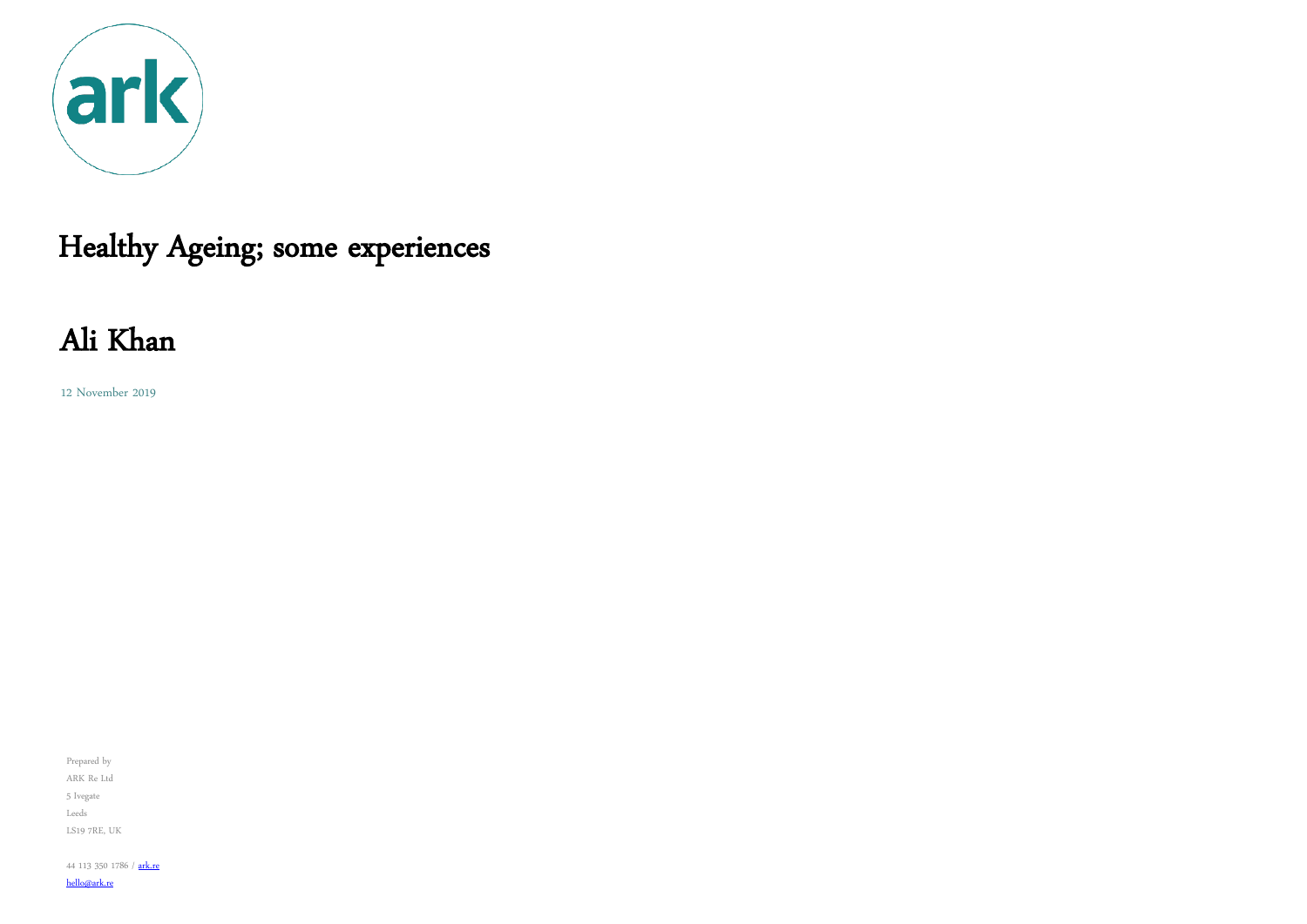ark

# Healthy Ageing; some experiences

## Ali Khan

12 November 2019

Prepared by

ARK Re Ltd

5 Ivegate

Leeds

LS19 7RE, UK

44 113 350 1786 / ark.re

hello@ark.re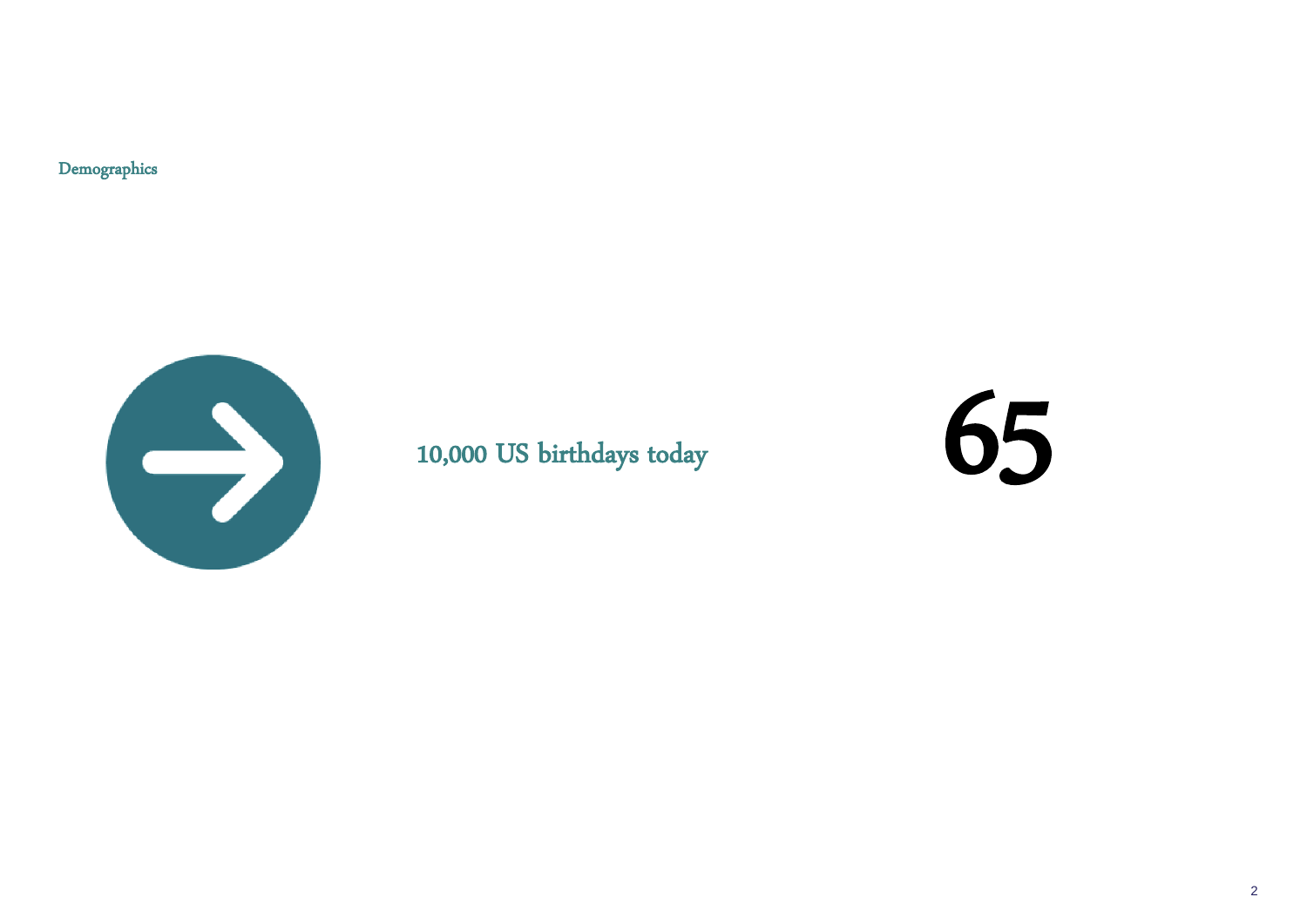Demographics

10,000 US birthdays today

65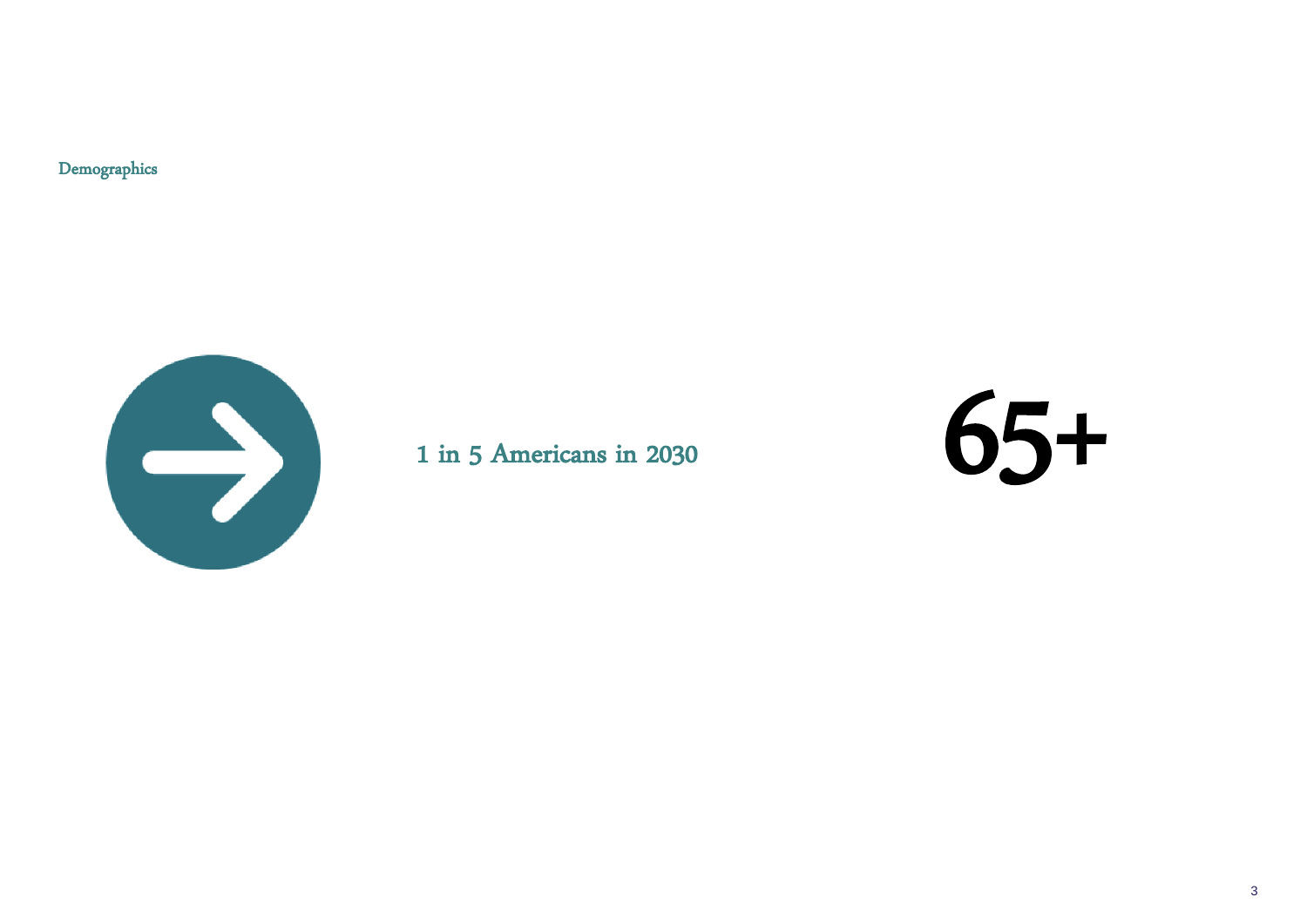Demographics

1 in 5 Americans in 2030

# 65+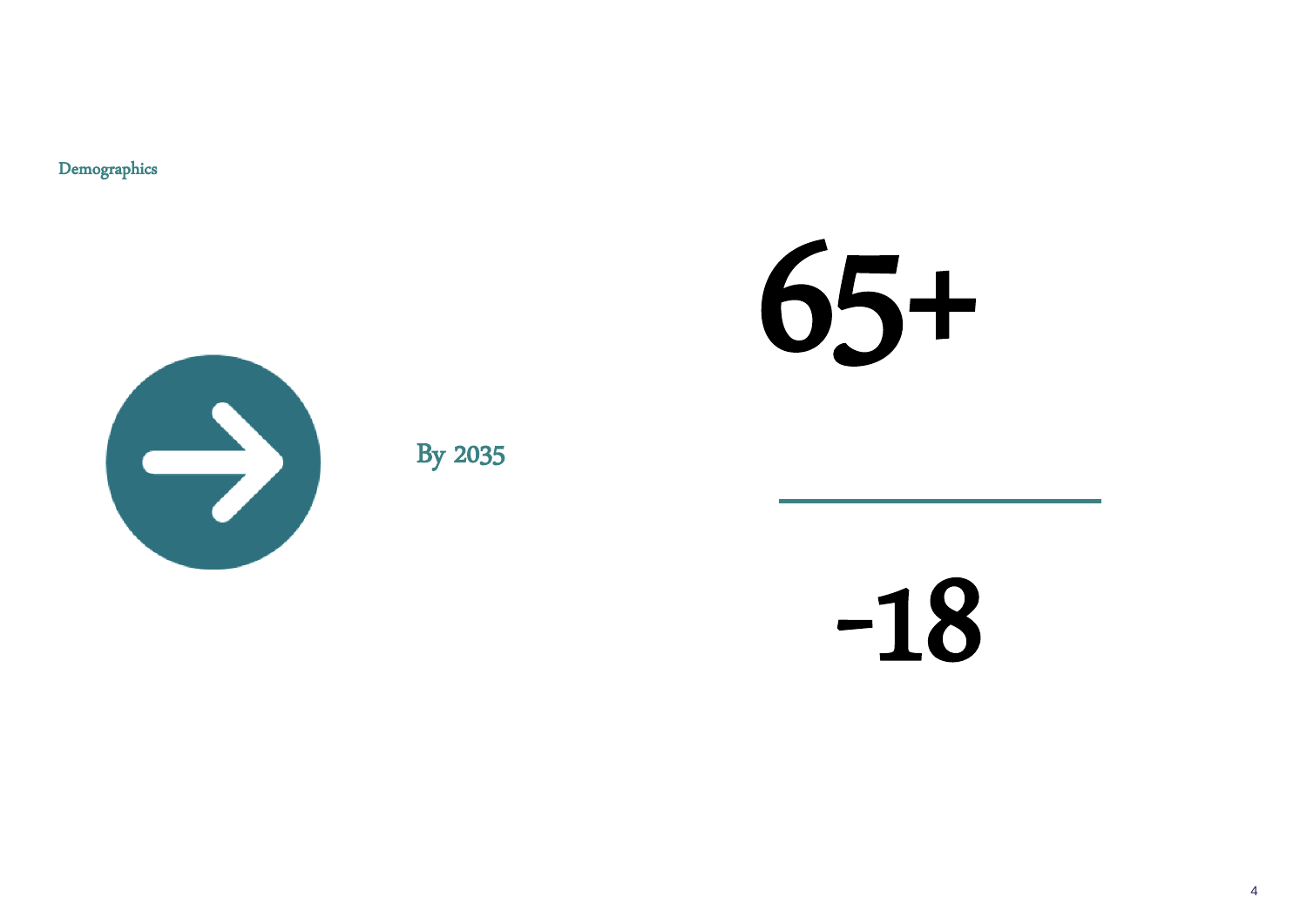Demographics

By 2035

# 65+

# -18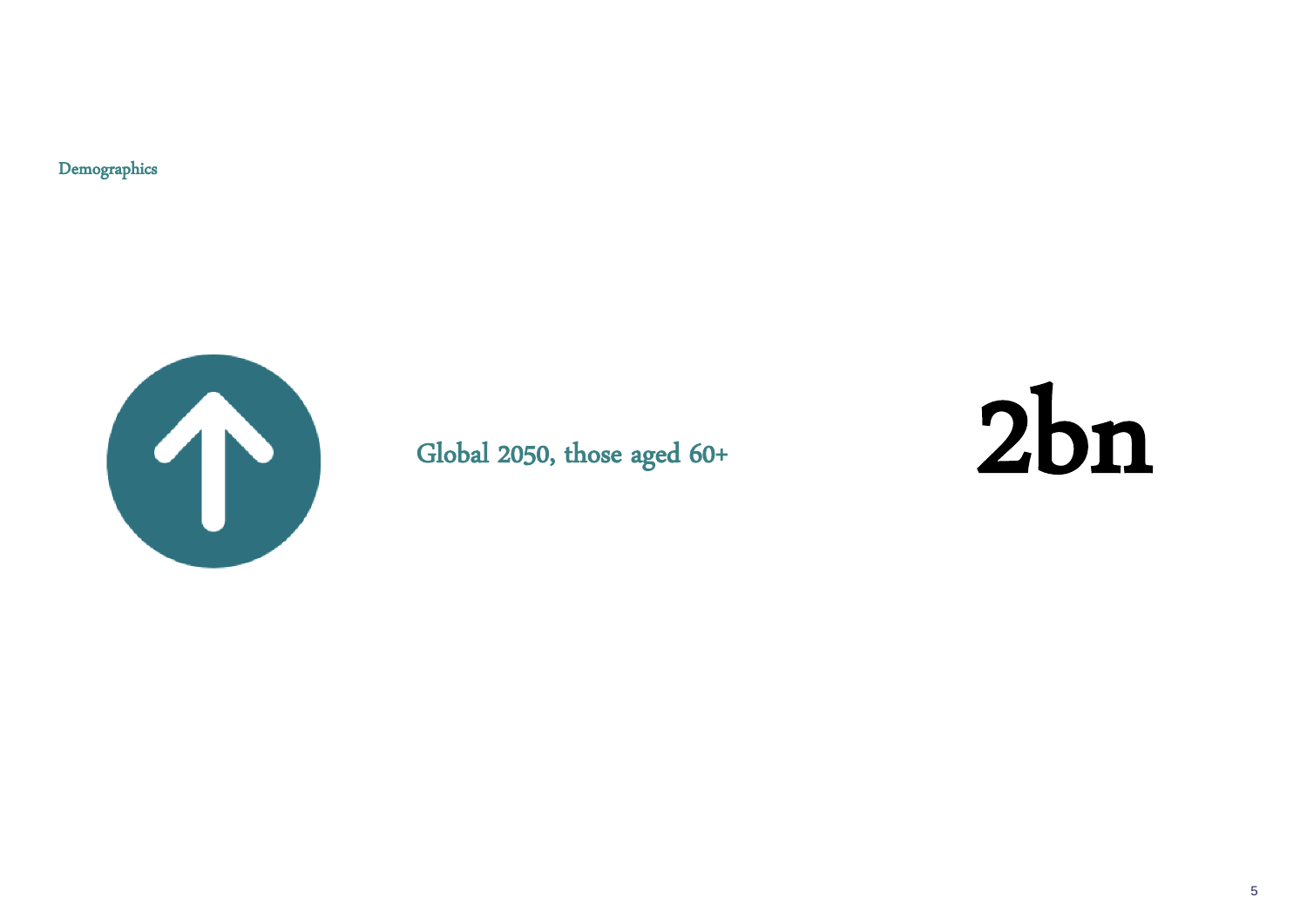Demographics

Global 2050, those aged 60+

# 2bn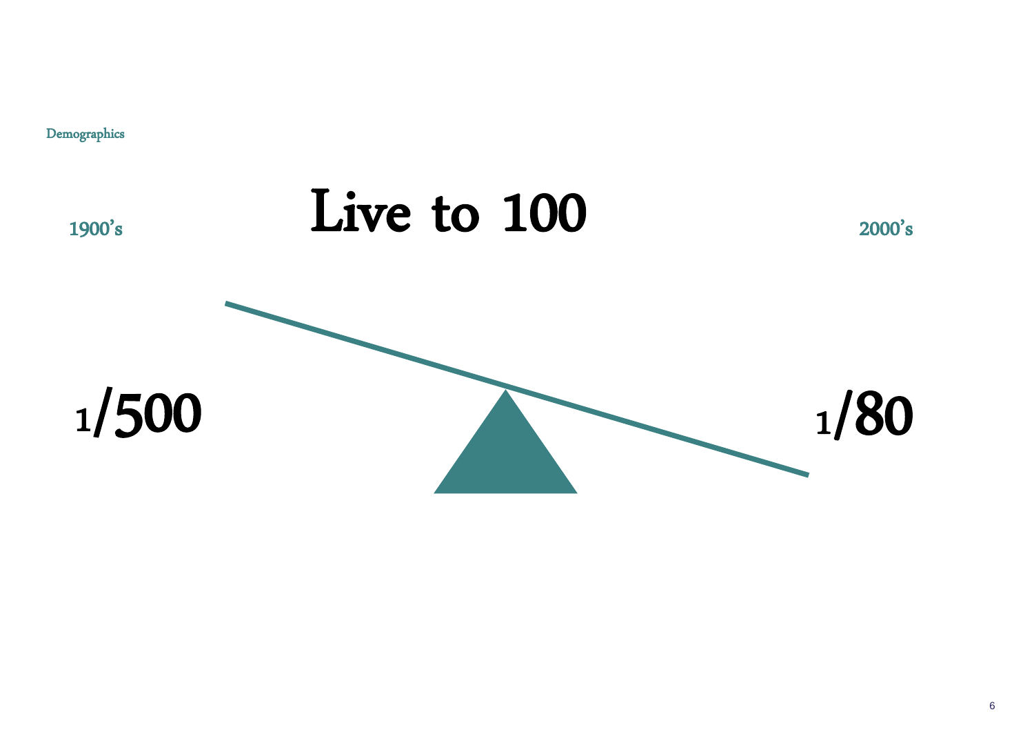Demographics

# Live to 100

1900's

2000's

1/500

1/80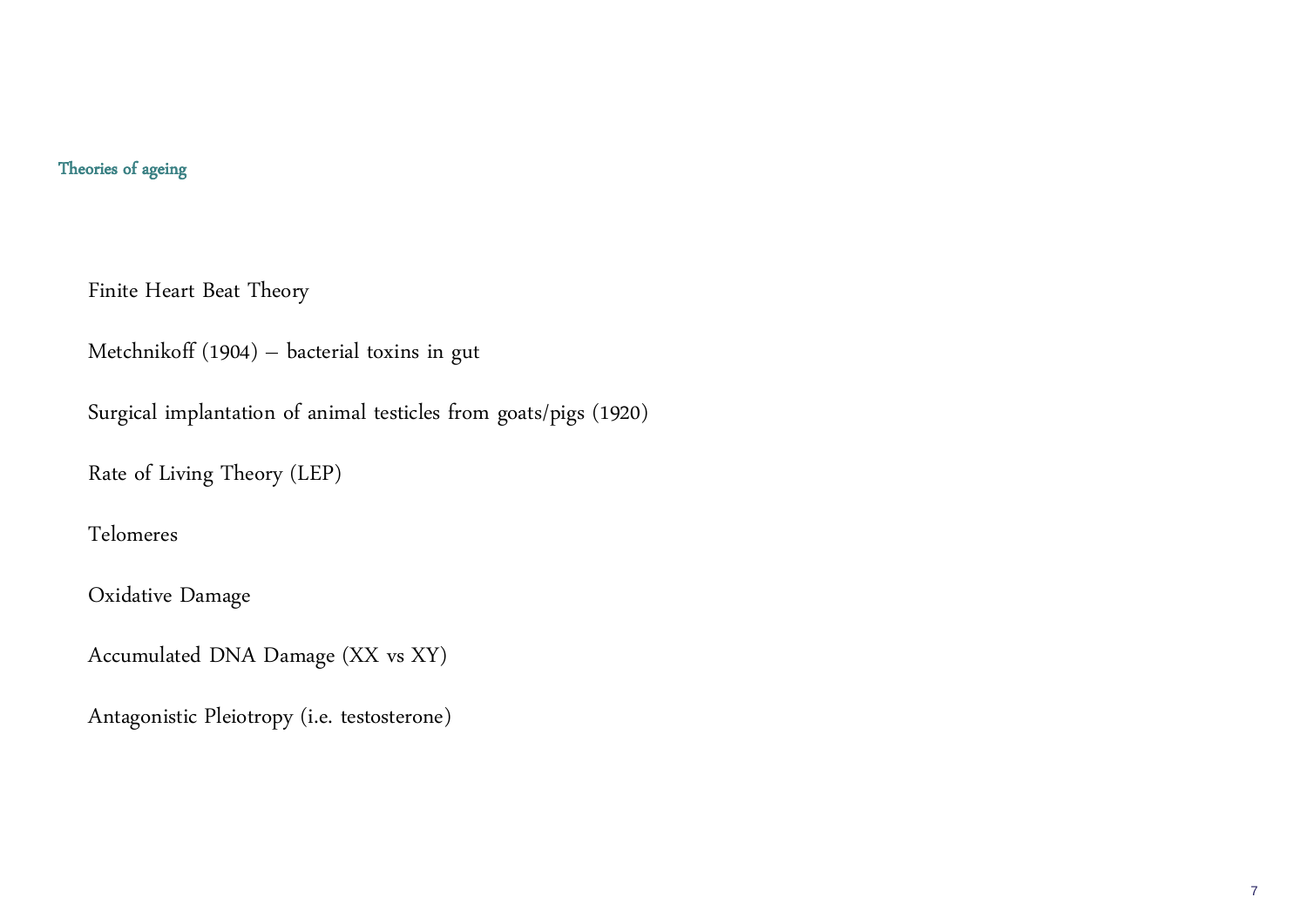## Theories of ageing

Finite Heart Beat Theory

Metchnikoff (1904) – bacterial toxins in gut

Surgical implantation of animal testicles from goats/pigs (1920)

Rate of Living Theory (LEP)

Telomeres

Oxidative Damage

Accumulated DNA Damage (XX vs XY)

Antagonistic Pleiotropy (i.e. testosterone)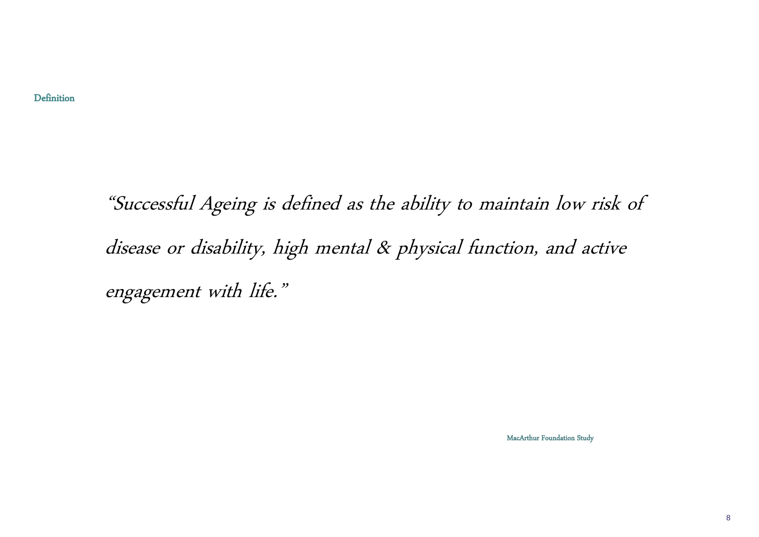## Definition

*"Successful Ageing is defined as the ability to maintain low risk of disease or disability, high mental & physical function, and active engagement with life."*

MacArthur Foundation Study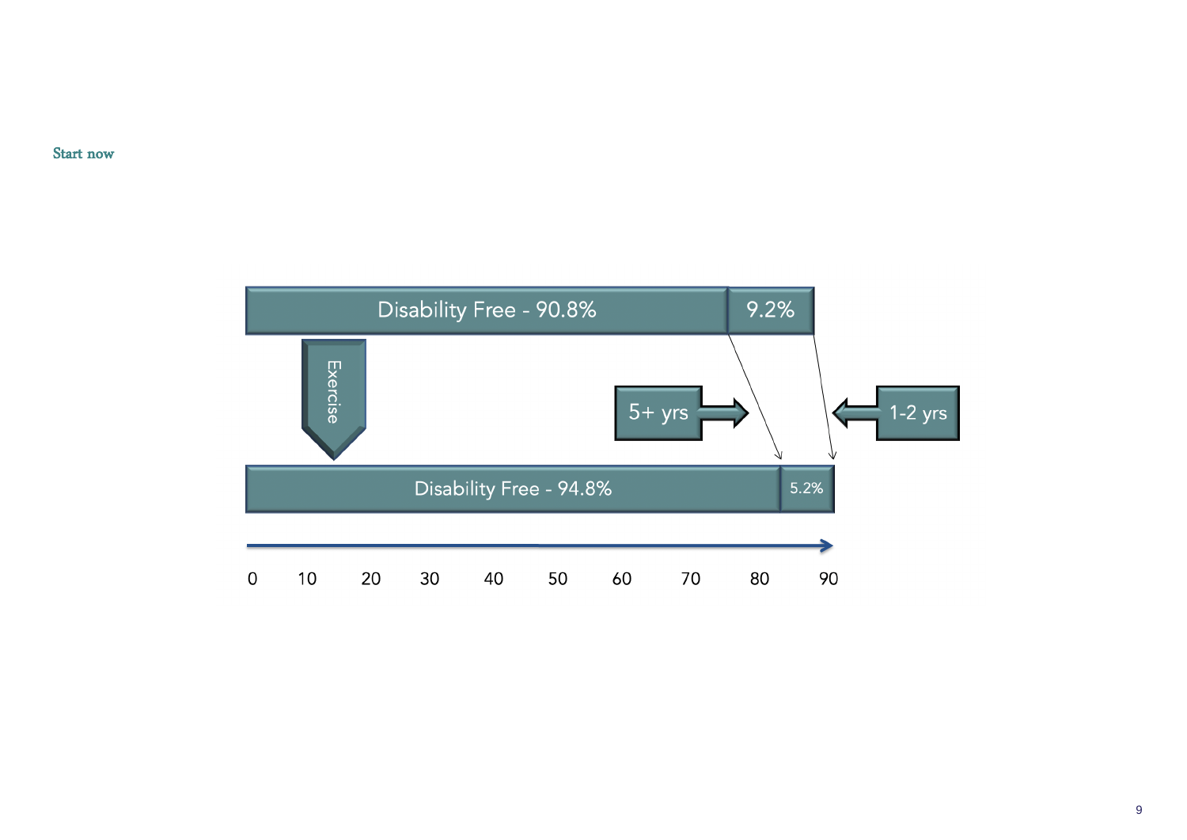Start now

Disability Free - 90.8%

9.2%

Exercise

5+ yrs

1-2 yrs

Disability Free - 94.8%

5.2%

0 10 20 30 40 50 60 70 80 90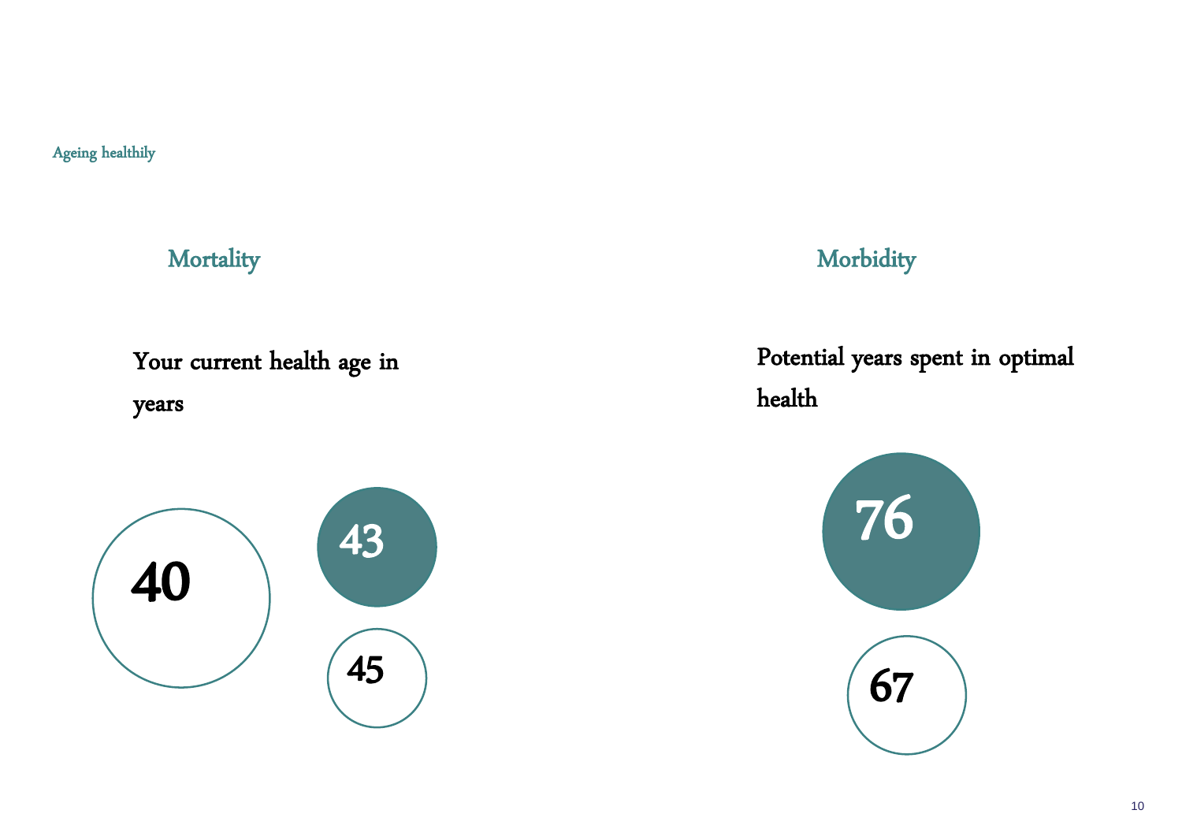Ageing healthily

## Mortality

**Your current health age in years**

40

43

45

## Morbidity

**Potential years spent in optimal health**

76

67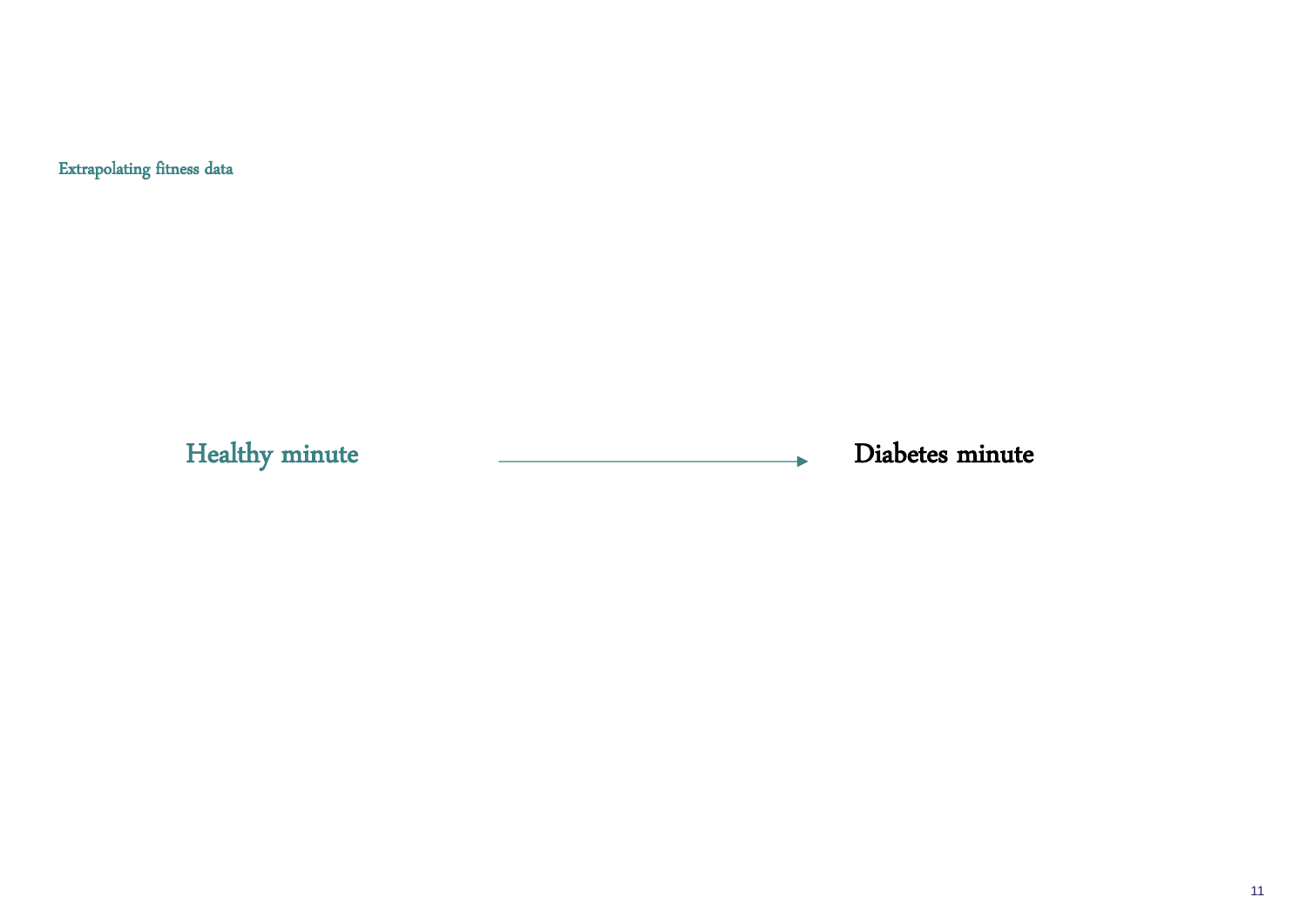Extrapolating fitness data

Healthy minute → Diabetes minute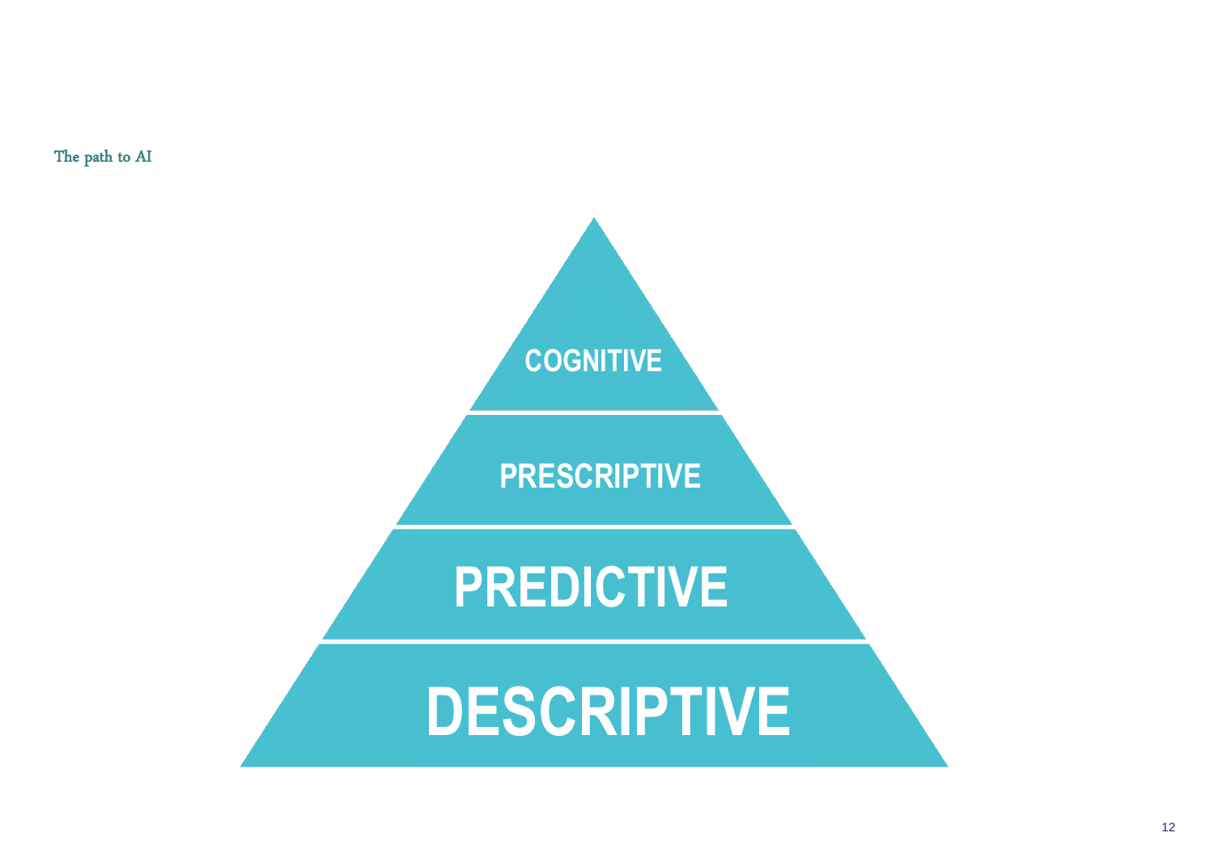The path to AI

COGNITIVE

PRESCRIPTIVE

PREDICTIVE

DESCRIPTIVE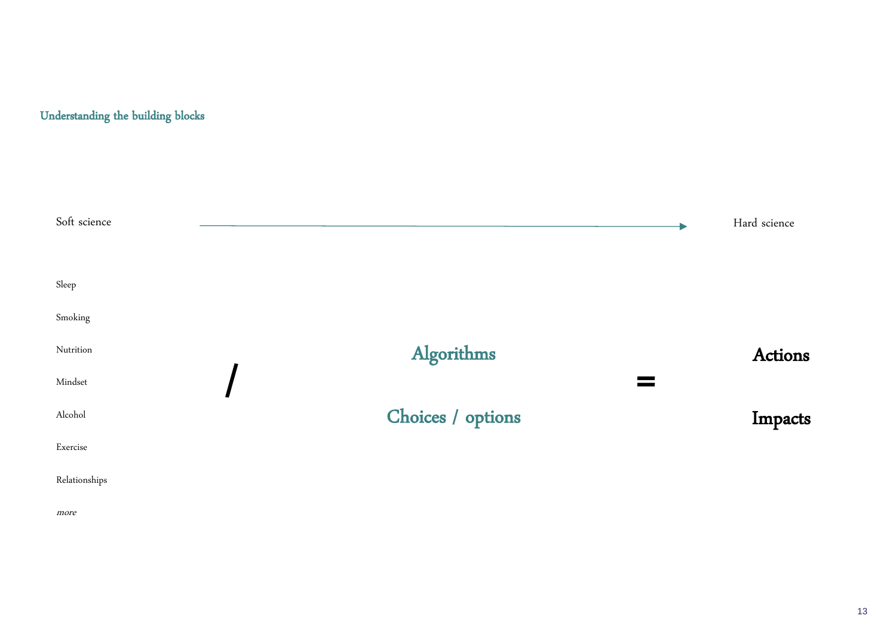## Understanding the building blocks

Soft science → Hard science

- Sleep
- Smoking
- Nutrition
- Mindset
- Alcohol
- Exercise
- Relationships
- *more*

/

**Algorithms**

**Choices / options**

=

**Actions**

**Impacts**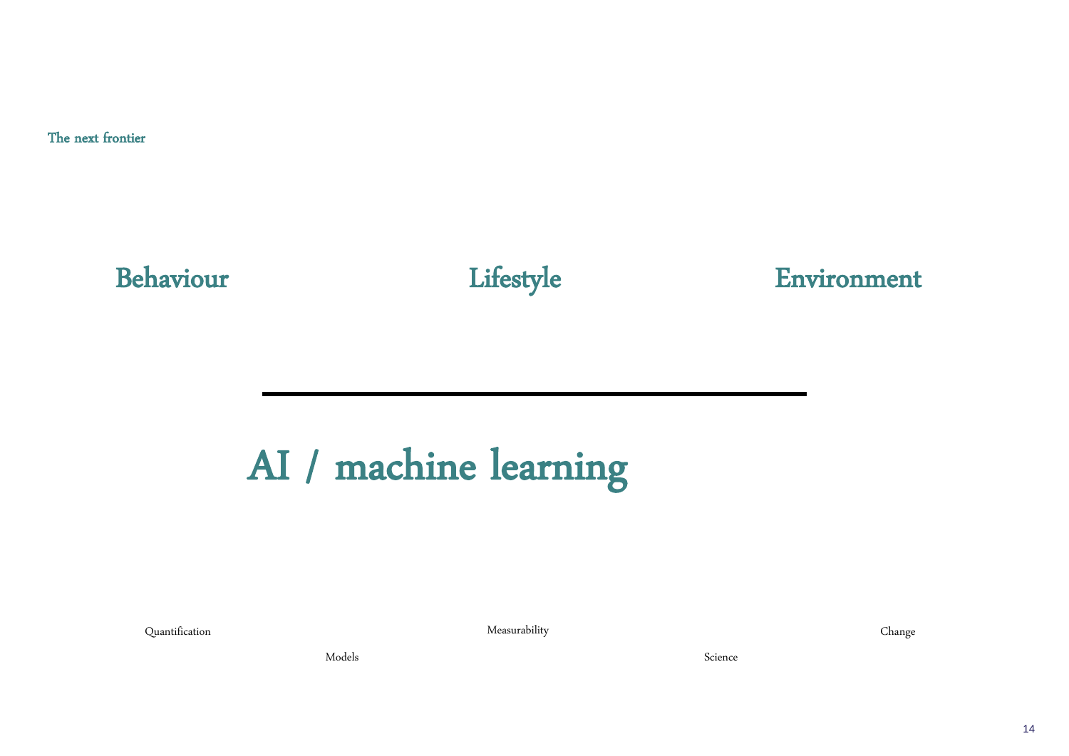The next frontier

## Behaviour

## Lifestyle

## Environment

---

# AI / machine learning

Quantification

Measurability

Change

Models

Science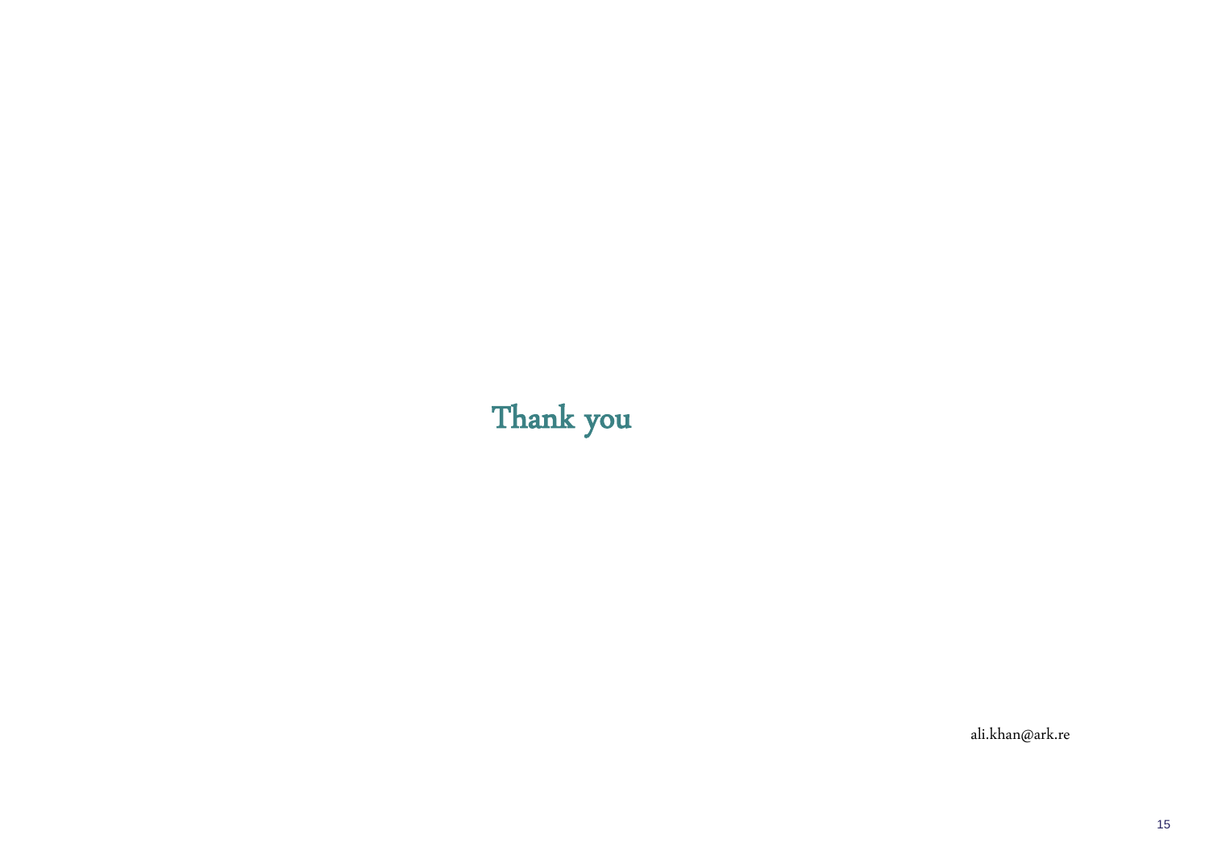# Thank you

ali.khan@ark.re